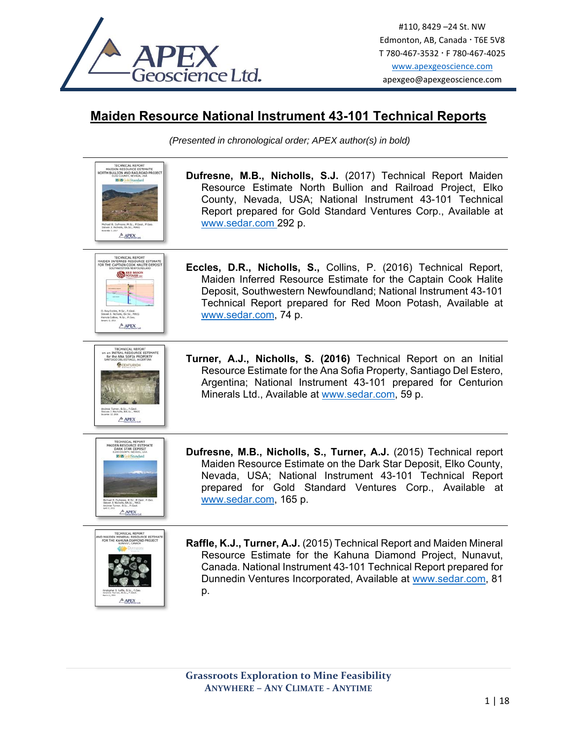APEX Geoscience Ltd.

#110, 8429 –24 St. NW
Edmonton, AB, Canada · T6E 5V8
T 780-467-3532 · F 780-467-4025
www.apexgeoscience.com
apexgeo@apexgeoscience.com

# Maiden Resource National Instrument 43-101 Technical Reports

*(Presented in chronological order; APEX author(s) in bold)*

**Dufresne, M.B., Nicholls, S.J.** (2017) Technical Report Maiden Resource Estimate North Bullion and Railroad Project, Elko County, Nevada, USA; National Instrument 43-101 Technical Report prepared for Gold Standard Ventures Corp., Available at www.sedar.com 292 p.

**Eccles, D.R., Nicholls, S.,** Collins, P. (2016) Technical Report, Maiden Inferred Resource Estimate for the Captain Cook Halite Deposit, Southwestern Newfoundland; National Instrument 43-101 Technical Report prepared for Red Moon Potash, Available at www.sedar.com, 74 p.

**Turner, A.J., Nicholls, S. (2016)** Technical Report on an Initial Resource Estimate for the Ana Sofia Property, Santiago Del Estero, Argentina; National Instrument 43-101 prepared for Centurion Minerals Ltd., Available at www.sedar.com, 59 p.

**Dufresne, M.B., Nicholls, S., Turner, A.J.** (2015) Technical report Maiden Resource Estimate on the Dark Star Deposit, Elko County, Nevada, USA; National Instrument 43-101 Technical Report prepared for Gold Standard Ventures Corp., Available at www.sedar.com, 165 p.

**Raffle, K.J., Turner, A.J.** (2015) Technical Report and Maiden Mineral Resource Estimate for the Kahuna Diamond Project, Nunavut, Canada. National Instrument 43-101 Technical Report prepared for Dunnedin Ventures Incorporated, Available at www.sedar.com, 81 p.

Grassroots Exploration to Mine Feasibility
ANYWHERE – ANY CLIMATE - ANYTIME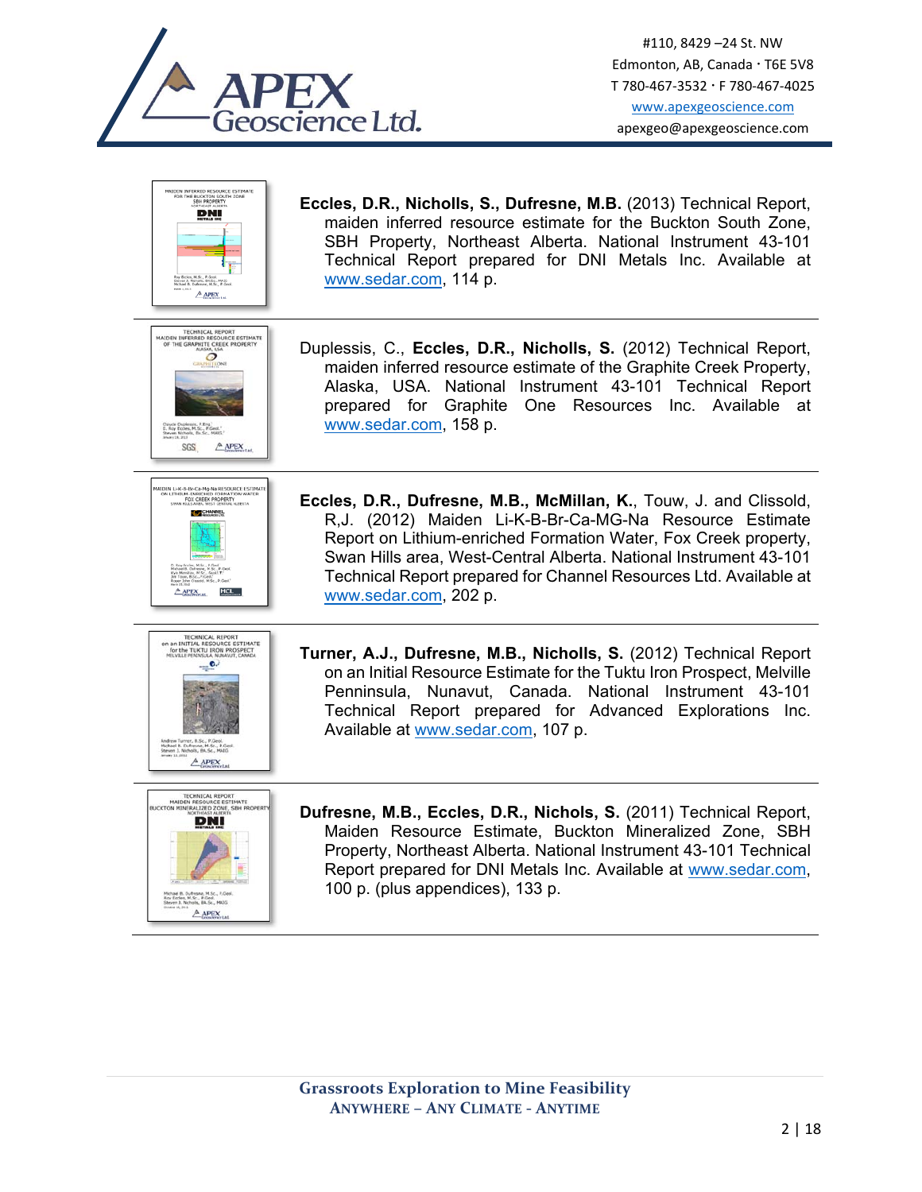**Eccles, D.R., Nicholls, S., Dufresne, M.B.** (2013) Technical Report, maiden inferred resource estimate for the Buckton South Zone, SBH Property, Northeast Alberta. National Instrument 43-101 Technical Report prepared for DNI Metals Inc. Available at www.sedar.com, 114 p.

---

Duplessis, C., **Eccles, D.R., Nicholls, S.** (2012) Technical Report, maiden inferred resource estimate of the Graphite Creek Property, Alaska, USA. National Instrument 43-101 Technical Report prepared for Graphite One Resources Inc. Available at www.sedar.com, 158 p.

---

**Eccles, D.R., Dufresne, M.B., McMillan, K.**, Touw, J. and Clissold, R,J. (2012) Maiden Li-K-B-Br-Ca-MG-Na Resource Estimate Report on Lithium-enriched Formation Water, Fox Creek property, Swan Hills area, West-Central Alberta. National Instrument 43-101 Technical Report prepared for Channel Resources Ltd. Available at www.sedar.com, 202 p.

---

**Turner, A.J., Dufresne, M.B., Nicholls, S.** (2012) Technical Report on an Initial Resource Estimate for the Tuktu Iron Prospect, Melville Penninsula, Nunavut, Canada. National Instrument 43-101 Technical Report prepared for Advanced Explorations Inc. Available at www.sedar.com, 107 p.

---

**Dufresne, M.B., Eccles, D.R., Nichols, S.** (2011) Technical Report, Maiden Resource Estimate, Buckton Mineralized Zone, SBH Property, Northeast Alberta. National Instrument 43-101 Technical Report prepared for DNI Metals Inc. Available at www.sedar.com, 100 p. (plus appendices), 133 p.

---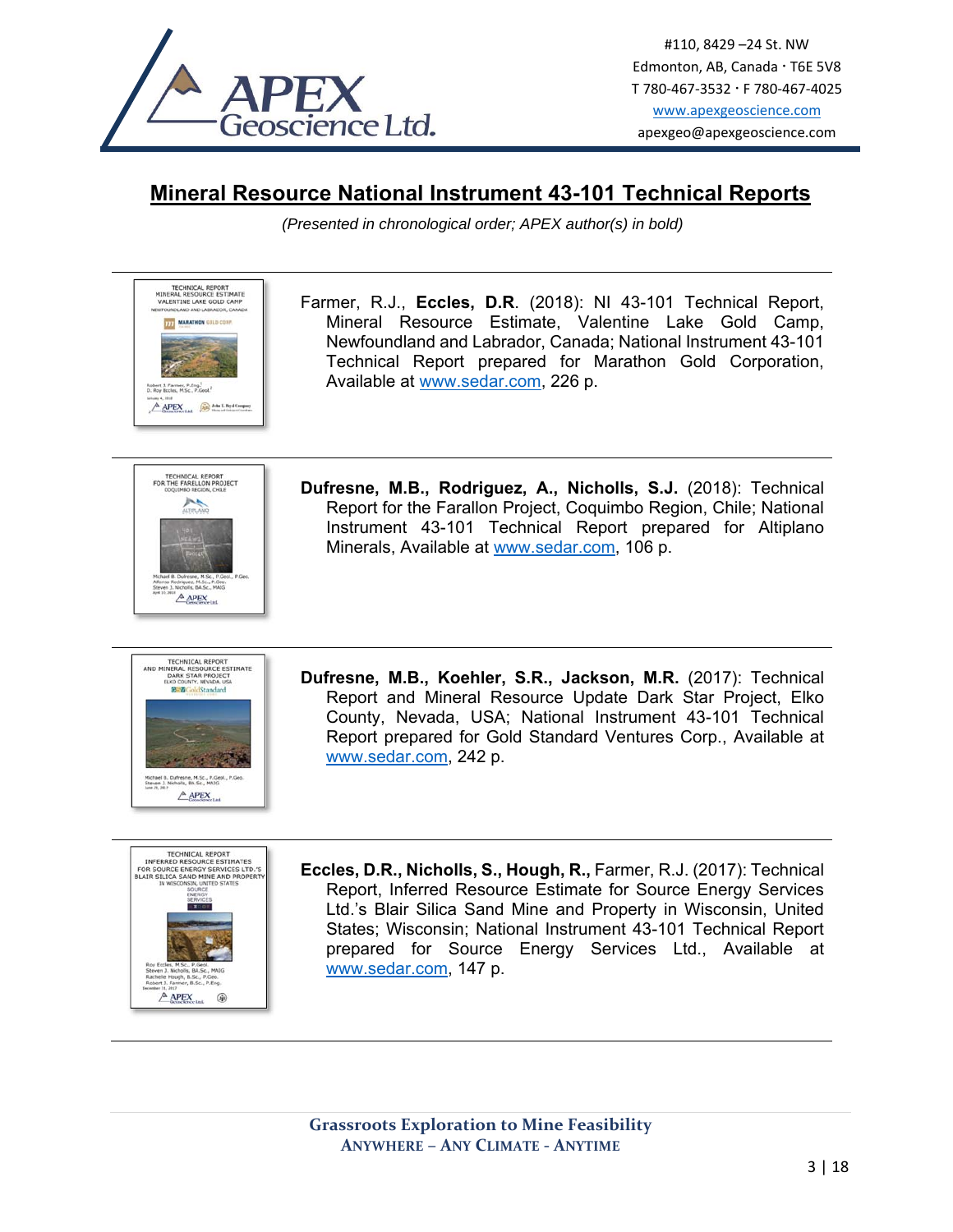## Mineral Resource National Instrument 43-101 Technical Reports

*(Presented in chronological order; APEX author(s) in bold)*

---

Farmer, R.J., **Eccles, D.R**. (2018): NI 43-101 Technical Report, Mineral Resource Estimate, Valentine Lake Gold Camp, Newfoundland and Labrador, Canada; National Instrument 43-101 Technical Report prepared for Marathon Gold Corporation, Available at www.sedar.com, 226 p.

---

**Dufresne, M.B., Rodriguez, A., Nicholls, S.J.** (2018): Technical Report for the Farallon Project, Coquimbo Region, Chile; National Instrument 43-101 Technical Report prepared for Altiplano Minerals, Available at www.sedar.com, 106 p.

---

**Dufresne, M.B., Koehler, S.R., Jackson, M.R.** (2017): Technical Report and Mineral Resource Update Dark Star Project, Elko County, Nevada, USA; National Instrument 43-101 Technical Report prepared for Gold Standard Ventures Corp., Available at www.sedar.com, 242 p.

---

**Eccles, D.R., Nicholls, S., Hough, R.,** Farmer, R.J. (2017): Technical Report, Inferred Resource Estimate for Source Energy Services Ltd.'s Blair Silica Sand Mine and Property in Wisconsin, United States; Wisconsin; National Instrument 43-101 Technical Report prepared for Source Energy Services Ltd., Available at www.sedar.com, 147 p.

---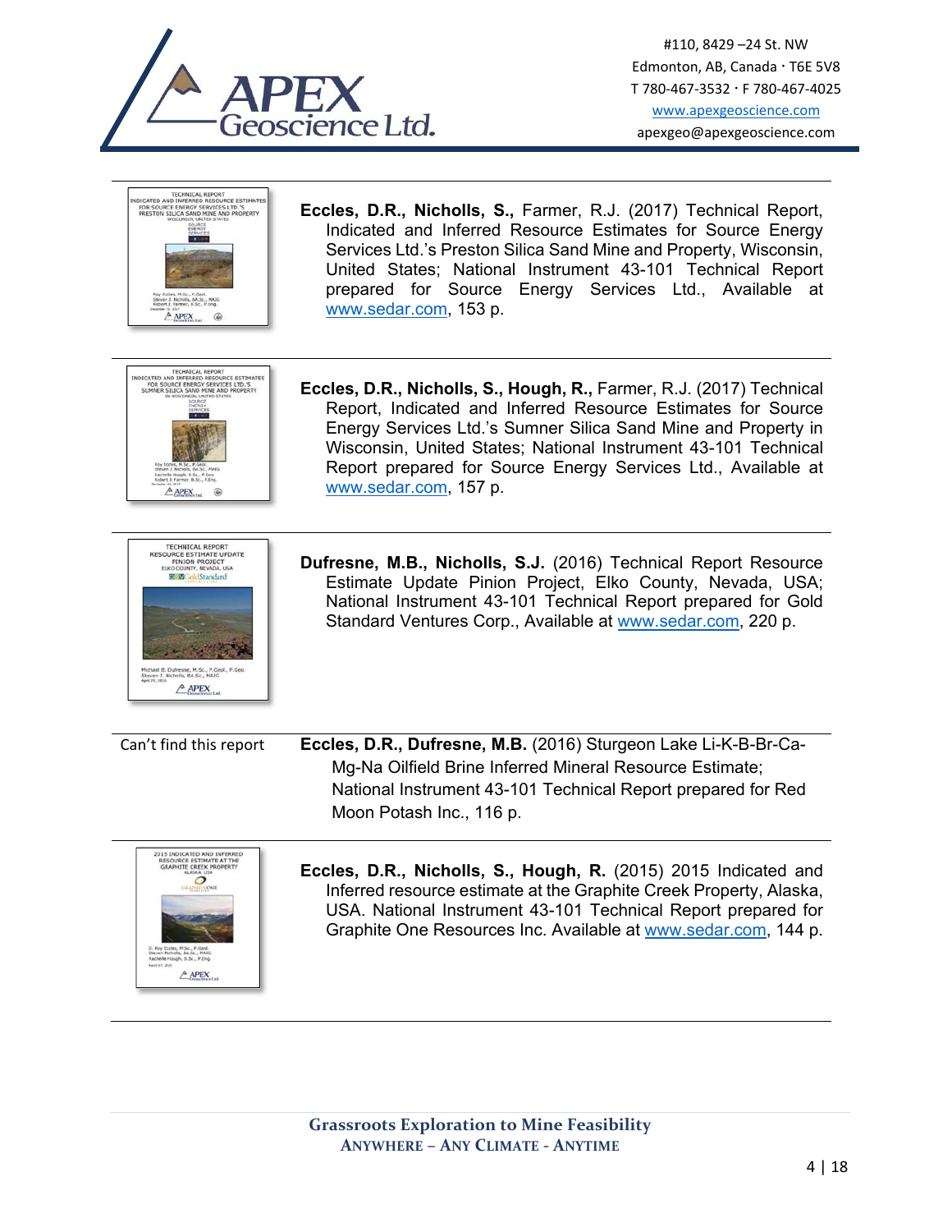**Eccles, D.R., Nicholls, S.,** Farmer, R.J. (2017) Technical Report, Indicated and Inferred Resource Estimates for Source Energy Services Ltd.'s Preston Silica Sand Mine and Property, Wisconsin, United States; National Instrument 43-101 Technical Report prepared for Source Energy Services Ltd., Available at www.sedar.com, 153 p.

**Eccles, D.R., Nicholls, S., Hough, R.,** Farmer, R.J. (2017) Technical Report, Indicated and Inferred Resource Estimates for Source Energy Services Ltd.'s Sumner Silica Sand Mine and Property in Wisconsin, United States; National Instrument 43-101 Technical Report prepared for Source Energy Services Ltd., Available at www.sedar.com, 157 p.

**Dufresne, M.B., Nicholls, S.J.** (2016) Technical Report Resource Estimate Update Pinion Project, Elko County, Nevada, USA; National Instrument 43-101 Technical Report prepared for Gold Standard Ventures Corp., Available at www.sedar.com, 220 p.

Can't find this report

**Eccles, D.R., Dufresne, M.B.** (2016) Sturgeon Lake Li-K-B-Br-Ca-Mg-Na Oilfield Brine Inferred Mineral Resource Estimate; National Instrument 43-101 Technical Report prepared for Red Moon Potash Inc., 116 p.

**Eccles, D.R., Nicholls, S., Hough, R.** (2015) 2015 Indicated and Inferred resource estimate at the Graphite Creek Property, Alaska, USA. National Instrument 43-101 Technical Report prepared for Graphite One Resources Inc. Available at www.sedar.com, 144 p.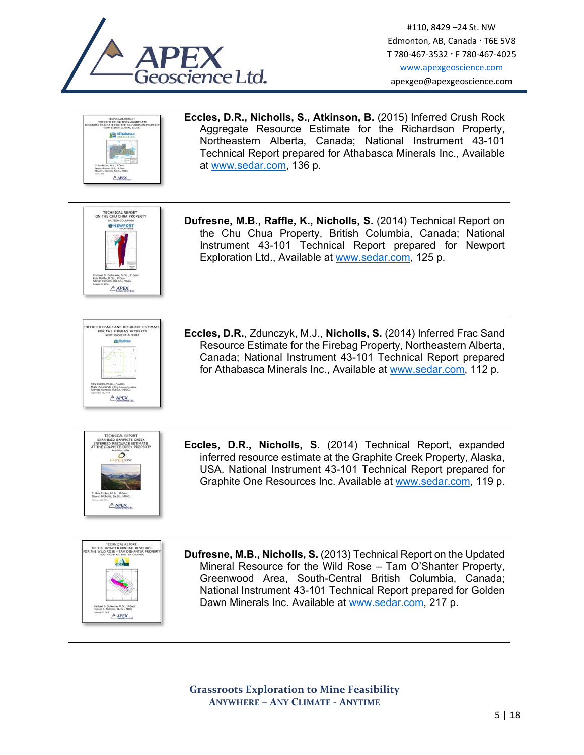**Eccles, D.R., Nicholls, S., Atkinson, B.** (2015) Inferred Crush Rock Aggregate Resource Estimate for the Richardson Property, Northeastern Alberta, Canada; National Instrument 43-101 Technical Report prepared for Athabasca Minerals Inc., Available at www.sedar.com, 136 p.

**Dufresne, M.B., Raffle, K., Nicholls, S.** (2014) Technical Report on the Chu Chua Property, British Columbia, Canada; National Instrument 43-101 Technical Report prepared for Newport Exploration Ltd., Available at www.sedar.com, 125 p.

**Eccles, D.R.**, Zdunczyk, M.J., **Nicholls, S.** (2014) Inferred Frac Sand Resource Estimate for the Firebag Property, Northeastern Alberta, Canada; National Instrument 43-101 Technical Report prepared for Athabasca Minerals Inc., Available at www.sedar.com, 112 p.

**Eccles, D.R., Nicholls, S.** (2014) Technical Report, expanded inferred resource estimate at the Graphite Creek Property, Alaska, USA. National Instrument 43-101 Technical Report prepared for Graphite One Resources Inc. Available at www.sedar.com, 119 p.

**Dufresne, M.B., Nicholls, S.** (2013) Technical Report on the Updated Mineral Resource for the Wild Rose – Tam O'Shanter Property, Greenwood Area, South-Central British Columbia, Canada; National Instrument 43-101 Technical Report prepared for Golden Dawn Minerals Inc. Available at www.sedar.com, 217 p.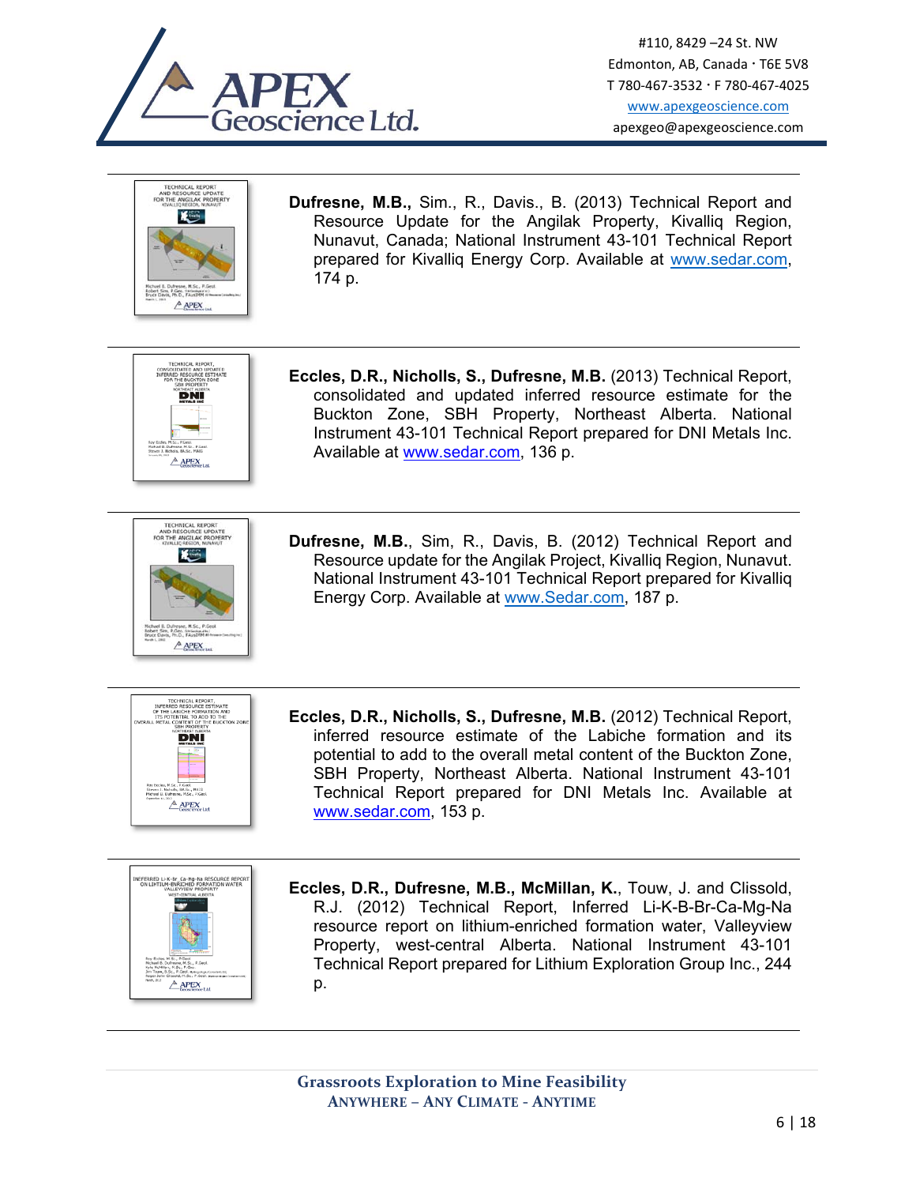**Dufresne, M.B.**, Sim., R., Davis., B. (2013) Technical Report and Resource Update for the Angilak Property, Kivalliq Region, Nunavut, Canada; National Instrument 43-101 Technical Report prepared for Kivalliq Energy Corp. Available at www.sedar.com, 174 p.

---

**Eccles, D.R., Nicholls, S., Dufresne, M.B.** (2013) Technical Report, consolidated and updated inferred resource estimate for the Buckton Zone, SBH Property, Northeast Alberta. National Instrument 43-101 Technical Report prepared for DNI Metals Inc. Available at www.sedar.com, 136 p.

---

**Dufresne, M.B.**, Sim, R., Davis, B. (2012) Technical Report and Resource update for the Angilak Project, Kivalliq Region, Nunavut. National Instrument 43-101 Technical Report prepared for Kivalliq Energy Corp. Available at www.Sedar.com, 187 p.

---

**Eccles, D.R., Nicholls, S., Dufresne, M.B.** (2012) Technical Report, inferred resource estimate of the Labiche formation and its potential to add to the overall metal content of the Buckton Zone, SBH Property, Northeast Alberta. National Instrument 43-101 Technical Report prepared for DNI Metals Inc. Available at www.sedar.com, 153 p.

---

**Eccles, D.R., Dufresne, M.B., McMillan, K.**, Touw, J. and Clissold, R.J. (2012) Technical Report, Inferred Li-K-B-Br-Ca-Mg-Na resource report on lithium-enriched formation water, Valleyview Property, west-central Alberta. National Instrument 43-101 Technical Report prepared for Lithium Exploration Group Inc., 244 p.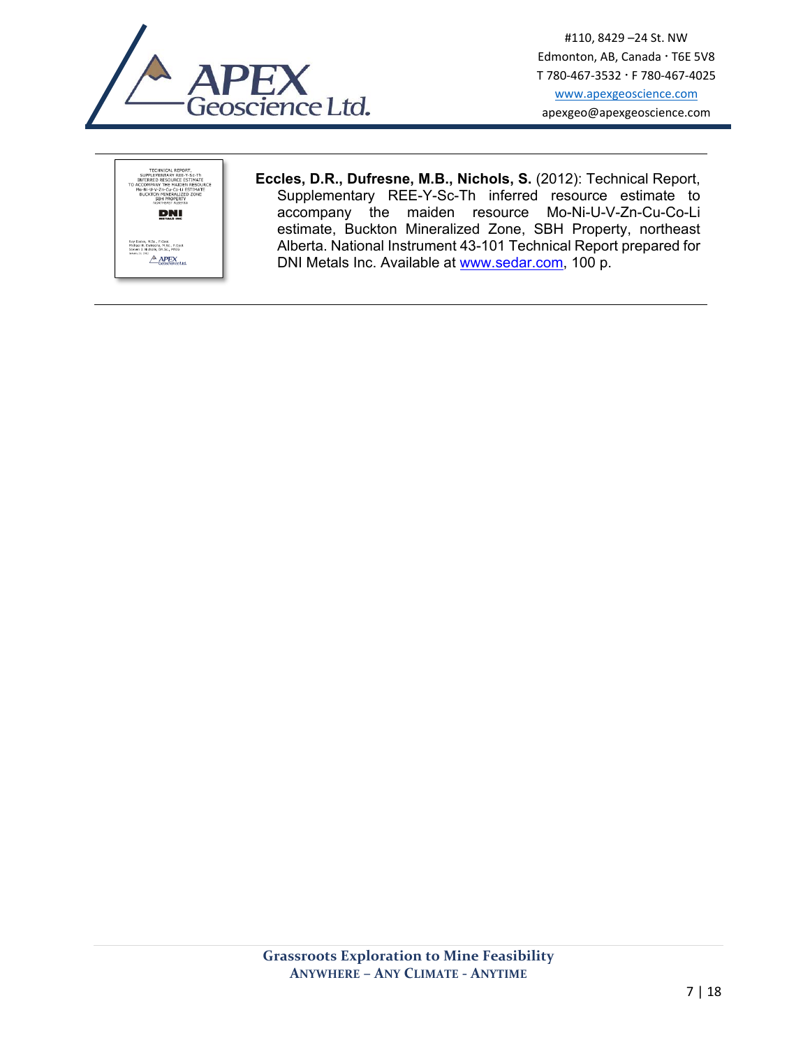**Eccles, D.R., Dufresne, M.B., Nichols, S.** (2012): Technical Report, Supplementary REE-Y-Sc-Th inferred resource estimate to accompany the maiden resource Mo-Ni-U-V-Zn-Cu-Co-Li estimate, Buckton Mineralized Zone, SBH Property, northeast Alberta. National Instrument 43-101 Technical Report prepared for DNI Metals Inc. Available at www.sedar.com, 100 p.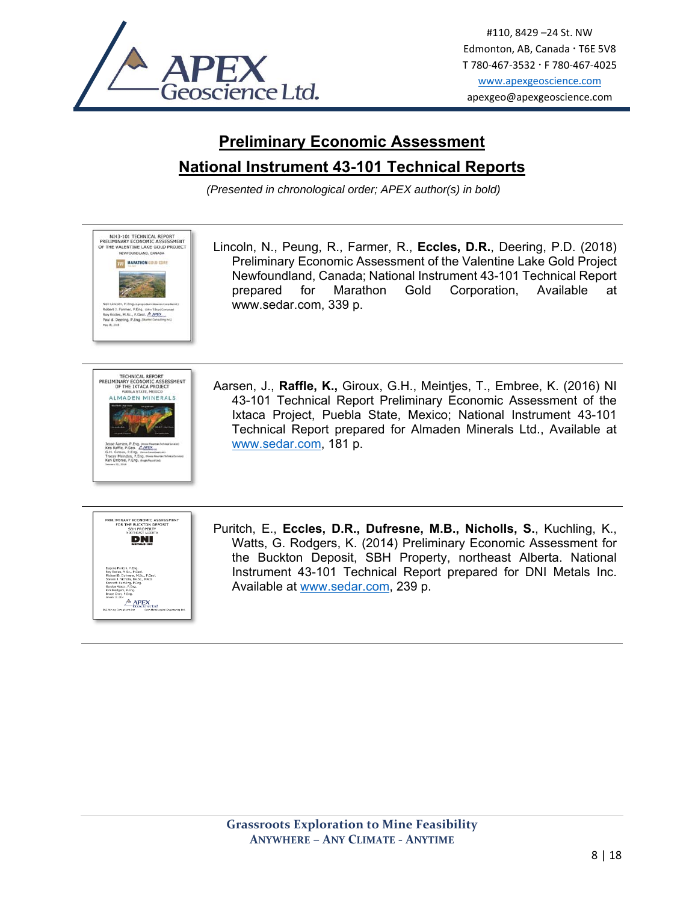## Preliminary Economic Assessment

## National Instrument 43-101 Technical Reports

*(Presented in chronological order; APEX author(s) in bold)*

---

Lincoln, N., Peung, R., Farmer, R., **Eccles, D.R.**, Deering, P.D. (2018) Preliminary Economic Assessment of the Valentine Lake Gold Project Newfoundland, Canada; National Instrument 43-101 Technical Report prepared for Marathon Gold Corporation, Available at www.sedar.com, 339 p.

---

Aarsen, J., **Raffle, K.,** Giroux, G.H., Meintjes, T., Embree, K. (2016) NI 43-101 Technical Report Preliminary Economic Assessment of the Ixtaca Project, Puebla State, Mexico; National Instrument 43-101 Technical Report prepared for Almaden Minerals Ltd., Available at www.sedar.com, 181 p.

---

Puritch, E., **Eccles, D.R., Dufresne, M.B., Nicholls, S.**, Kuchling, K., Watts, G. Rodgers, K. (2014) Preliminary Economic Assessment for the Buckton Deposit, SBH Property, northeast Alberta. National Instrument 43-101 Technical Report prepared for DNI Metals Inc. Available at www.sedar.com, 239 p.

---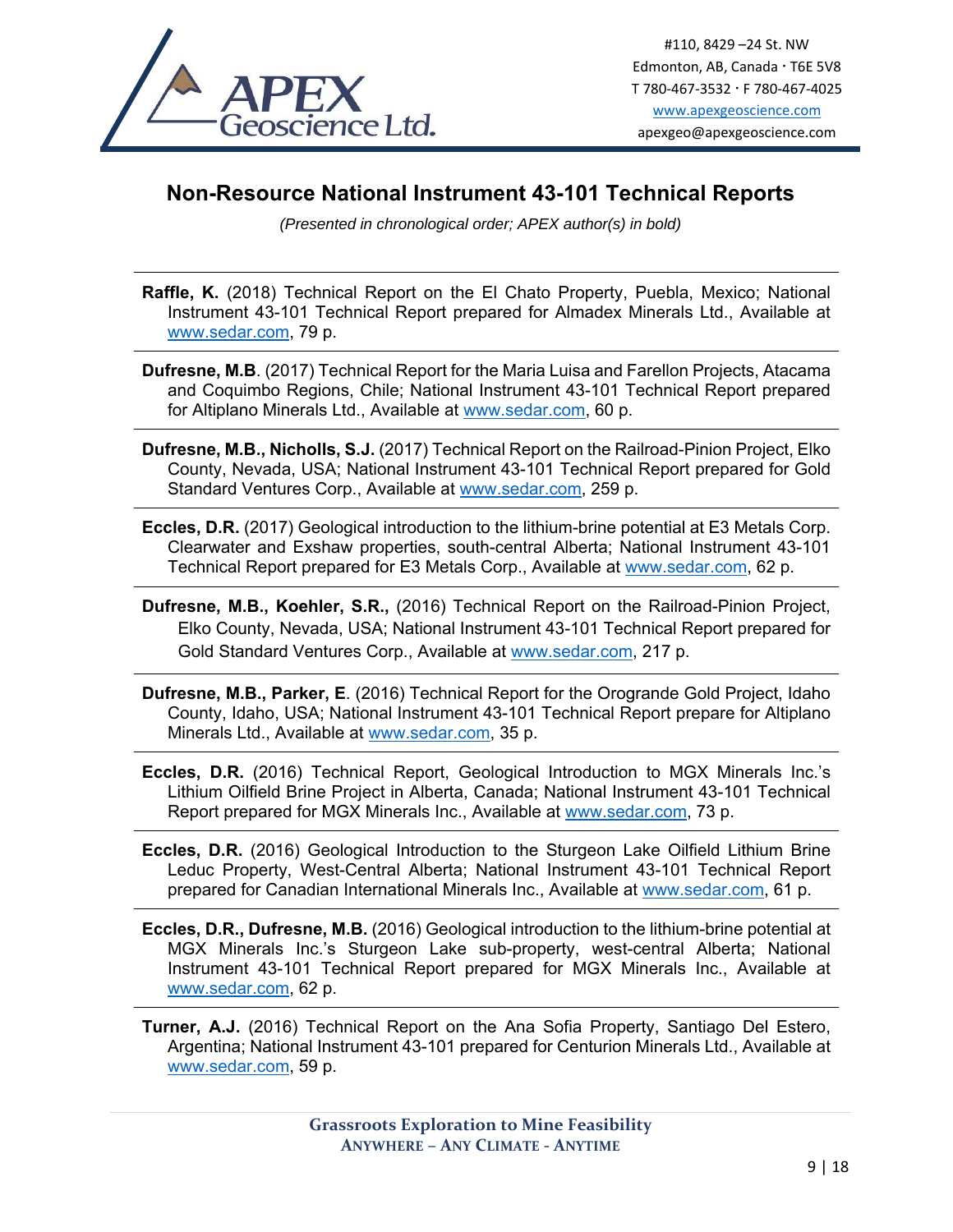## Non-Resource National Instrument 43-101 Technical Reports

*(Presented in chronological order; APEX author(s) in bold)*

---

**Raffle, K.** (2018) Technical Report on the El Chato Property, Puebla, Mexico; National Instrument 43-101 Technical Report prepared for Almadex Minerals Ltd., Available at www.sedar.com, 79 p.

---

**Dufresne, M.B**. (2017) Technical Report for the Maria Luisa and Farellon Projects, Atacama and Coquimbo Regions, Chile; National Instrument 43-101 Technical Report prepared for Altiplano Minerals Ltd., Available at www.sedar.com, 60 p.

---

**Dufresne, M.B., Nicholls, S.J.** (2017) Technical Report on the Railroad-Pinion Project, Elko County, Nevada, USA; National Instrument 43-101 Technical Report prepared for Gold Standard Ventures Corp., Available at www.sedar.com, 259 p.

---

**Eccles, D.R.** (2017) Geological introduction to the lithium-brine potential at E3 Metals Corp. Clearwater and Exshaw properties, south-central Alberta; National Instrument 43-101 Technical Report prepared for E3 Metals Corp., Available at www.sedar.com, 62 p.

---

**Dufresne, M.B., Koehler, S.R.,** (2016) Technical Report on the Railroad-Pinion Project, Elko County, Nevada, USA; National Instrument 43-101 Technical Report prepared for Gold Standard Ventures Corp., Available at www.sedar.com, 217 p.

---

**Dufresne, M.B., Parker, E**. (2016) Technical Report for the Orogrande Gold Project, Idaho County, Idaho, USA; National Instrument 43-101 Technical Report prepare for Altiplano Minerals Ltd., Available at www.sedar.com, 35 p.

---

**Eccles, D.R.** (2016) Technical Report, Geological Introduction to MGX Minerals Inc.'s Lithium Oilfield Brine Project in Alberta, Canada; National Instrument 43-101 Technical Report prepared for MGX Minerals Inc., Available at www.sedar.com, 73 p.

---

**Eccles, D.R.** (2016) Geological Introduction to the Sturgeon Lake Oilfield Lithium Brine Leduc Property, West-Central Alberta; National Instrument 43-101 Technical Report prepared for Canadian International Minerals Inc., Available at www.sedar.com, 61 p.

---

**Eccles, D.R., Dufresne, M.B.** (2016) Geological introduction to the lithium-brine potential at MGX Minerals Inc.'s Sturgeon Lake sub-property, west-central Alberta; National Instrument 43-101 Technical Report prepared for MGX Minerals Inc., Available at www.sedar.com, 62 p.

---

**Turner, A.J.** (2016) Technical Report on the Ana Sofia Property, Santiago Del Estero, Argentina; National Instrument 43-101 prepared for Centurion Minerals Ltd., Available at www.sedar.com, 59 p.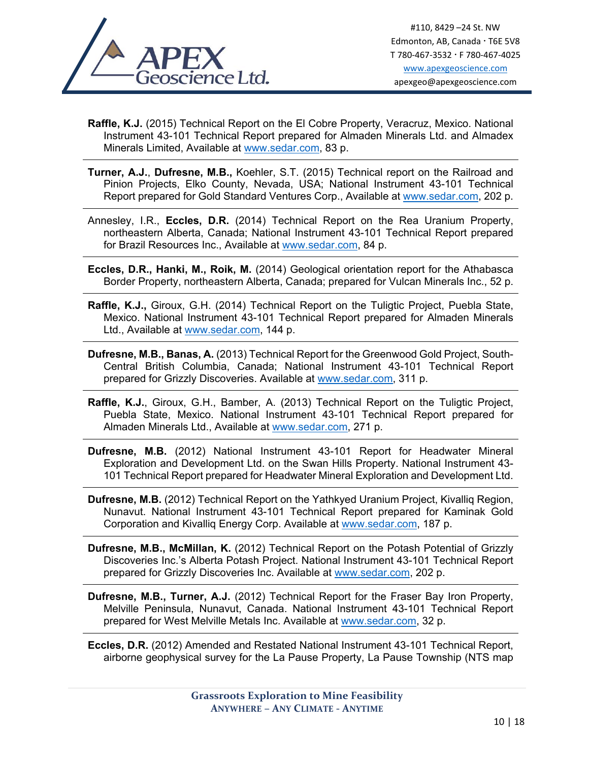**Raffle, K.J.** (2015) Technical Report on the El Cobre Property, Veracruz, Mexico. National Instrument 43-101 Technical Report prepared for Almaden Minerals Ltd. and Almadex Minerals Limited, Available at www.sedar.com, 83 p.

---

**Turner, A.J.**, **Dufresne, M.B.,** Koehler, S.T. (2015) Technical report on the Railroad and Pinion Projects, Elko County, Nevada, USA; National Instrument 43-101 Technical Report prepared for Gold Standard Ventures Corp., Available at www.sedar.com, 202 p.

---

Annesley, I.R., **Eccles, D.R.** (2014) Technical Report on the Rea Uranium Property, northeastern Alberta, Canada; National Instrument 43-101 Technical Report prepared for Brazil Resources Inc., Available at www.sedar.com, 84 p.

---

**Eccles, D.R., Hanki, M., Roik, M.** (2014) Geological orientation report for the Athabasca Border Property, northeastern Alberta, Canada; prepared for Vulcan Minerals Inc., 52 p.

---

**Raffle, K.J.,** Giroux, G.H. (2014) Technical Report on the Tuligtic Project, Puebla State, Mexico. National Instrument 43-101 Technical Report prepared for Almaden Minerals Ltd., Available at www.sedar.com, 144 p.

---

**Dufresne, M.B., Banas, A.** (2013) Technical Report for the Greenwood Gold Project, South-Central British Columbia, Canada; National Instrument 43-101 Technical Report prepared for Grizzly Discoveries. Available at www.sedar.com, 311 p.

---

**Raffle, K.J.**, Giroux, G.H., Bamber, A. (2013) Technical Report on the Tuligtic Project, Puebla State, Mexico. National Instrument 43-101 Technical Report prepared for Almaden Minerals Ltd., Available at www.sedar.com, 271 p.

---

**Dufresne, M.B.** (2012) National Instrument 43-101 Report for Headwater Mineral Exploration and Development Ltd. on the Swan Hills Property. National Instrument 43-101 Technical Report prepared for Headwater Mineral Exploration and Development Ltd.

---

**Dufresne, M.B.** (2012) Technical Report on the Yathkyed Uranium Project, Kivalliq Region, Nunavut. National Instrument 43-101 Technical Report prepared for Kaminak Gold Corporation and Kivalliq Energy Corp. Available at www.sedar.com, 187 p.

---

**Dufresne, M.B., McMillan, K.** (2012) Technical Report on the Potash Potential of Grizzly Discoveries Inc.'s Alberta Potash Project. National Instrument 43-101 Technical Report prepared for Grizzly Discoveries Inc. Available at www.sedar.com, 202 p.

---

**Dufresne, M.B., Turner, A.J.** (2012) Technical Report for the Fraser Bay Iron Property, Melville Peninsula, Nunavut, Canada. National Instrument 43-101 Technical Report prepared for West Melville Metals Inc. Available at www.sedar.com, 32 p.

---

**Eccles, D.R.** (2012) Amended and Restated National Instrument 43-101 Technical Report, airborne geophysical survey for the La Pause Property, La Pause Township (NTS map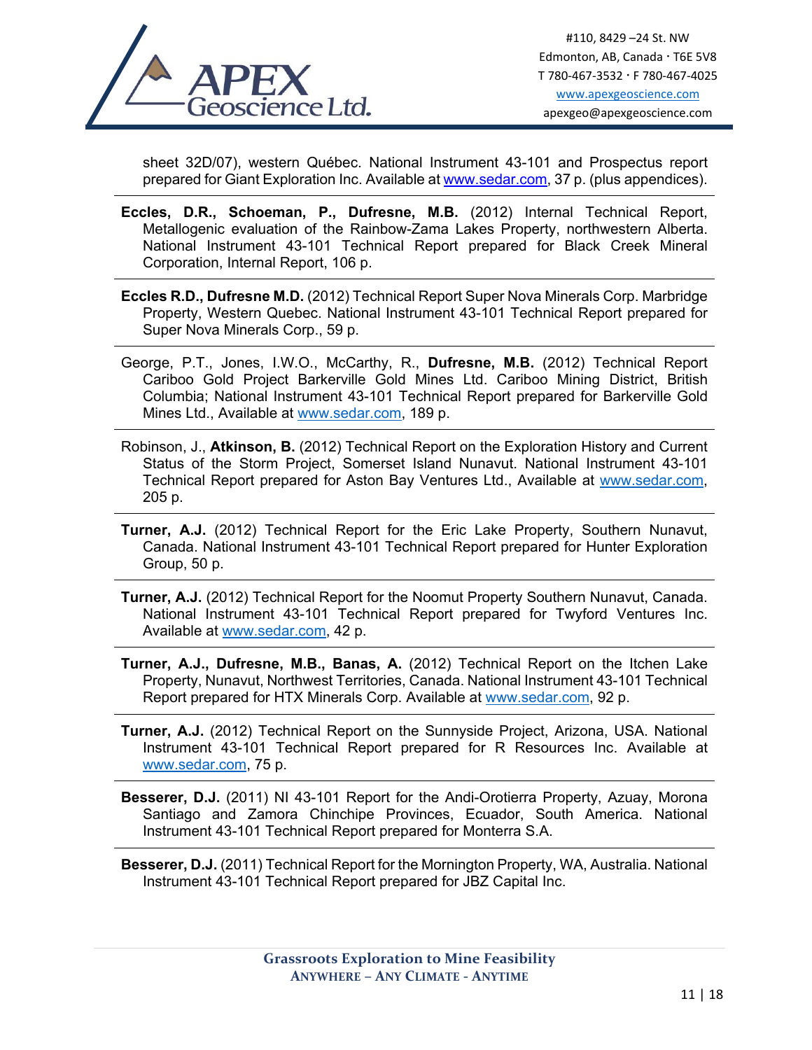sheet 32D/07), western Québec. National Instrument 43-101 and Prospectus report prepared for Giant Exploration Inc. Available at www.sedar.com, 37 p. (plus appendices).

---

**Eccles, D.R., Schoeman, P., Dufresne, M.B.** (2012) Internal Technical Report, Metallogenic evaluation of the Rainbow-Zama Lakes Property, northwestern Alberta. National Instrument 43-101 Technical Report prepared for Black Creek Mineral Corporation, Internal Report, 106 p.

---

**Eccles R.D., Dufresne M.D.** (2012) Technical Report Super Nova Minerals Corp. Marbridge Property, Western Quebec. National Instrument 43-101 Technical Report prepared for Super Nova Minerals Corp., 59 p.

---

George, P.T., Jones, I.W.O., McCarthy, R., **Dufresne, M.B.** (2012) Technical Report Cariboo Gold Project Barkerville Gold Mines Ltd. Cariboo Mining District, British Columbia; National Instrument 43-101 Technical Report prepared for Barkerville Gold Mines Ltd., Available at www.sedar.com, 189 p.

---

Robinson, J., **Atkinson, B.** (2012) Technical Report on the Exploration History and Current Status of the Storm Project, Somerset Island Nunavut. National Instrument 43-101 Technical Report prepared for Aston Bay Ventures Ltd., Available at www.sedar.com, 205 p.

---

**Turner, A.J.** (2012) Technical Report for the Eric Lake Property, Southern Nunavut, Canada. National Instrument 43-101 Technical Report prepared for Hunter Exploration Group, 50 p.

---

**Turner, A.J.** (2012) Technical Report for the Noomut Property Southern Nunavut, Canada. National Instrument 43-101 Technical Report prepared for Twyford Ventures Inc. Available at www.sedar.com, 42 p.

---

**Turner, A.J., Dufresne, M.B., Banas, A.** (2012) Technical Report on the Itchen Lake Property, Nunavut, Northwest Territories, Canada. National Instrument 43-101 Technical Report prepared for HTX Minerals Corp. Available at www.sedar.com, 92 p.

---

**Turner, A.J.** (2012) Technical Report on the Sunnyside Project, Arizona, USA. National Instrument 43-101 Technical Report prepared for R Resources Inc. Available at www.sedar.com, 75 p.

---

**Besserer, D.J.** (2011) NI 43-101 Report for the Andi-Orotierra Property, Azuay, Morona Santiago and Zamora Chinchipe Provinces, Ecuador, South America. National Instrument 43-101 Technical Report prepared for Monterra S.A.

---

**Besserer, D.J.** (2011) Technical Report for the Mornington Property, WA, Australia. National Instrument 43-101 Technical Report prepared for JBZ Capital Inc.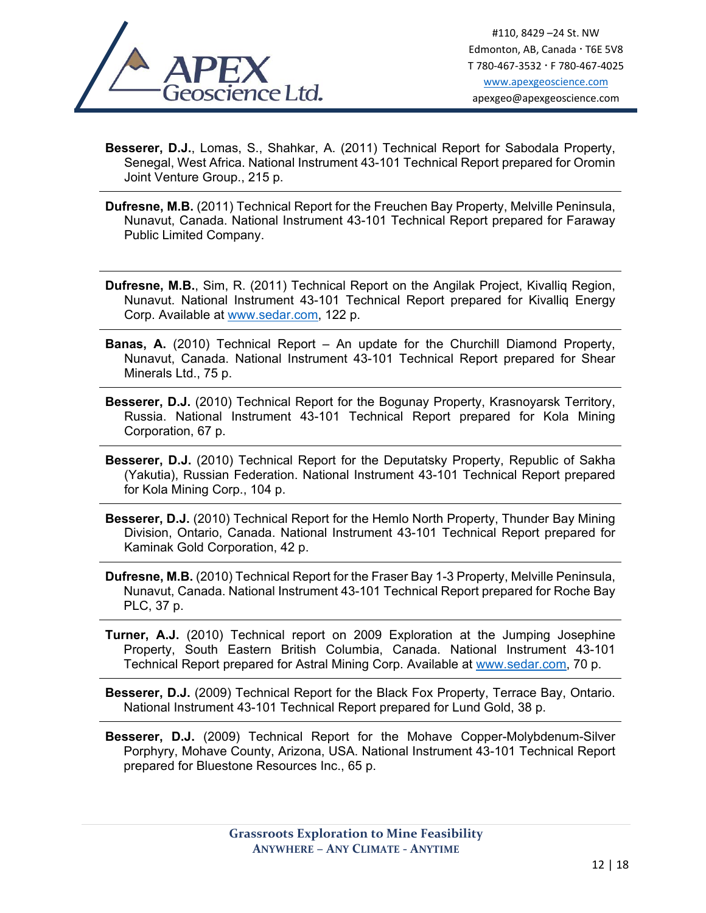**Besserer, D.J.**, Lomas, S., Shahkar, A. (2011) Technical Report for Sabodala Property, Senegal, West Africa. National Instrument 43-101 Technical Report prepared for Oromin Joint Venture Group., 215 p.

---

**Dufresne, M.B.** (2011) Technical Report for the Freuchen Bay Property, Melville Peninsula, Nunavut, Canada. National Instrument 43-101 Technical Report prepared for Faraway Public Limited Company.

---

**Dufresne, M.B.**, Sim, R. (2011) Technical Report on the Angilak Project, Kivalliq Region, Nunavut. National Instrument 43-101 Technical Report prepared for Kivalliq Energy Corp. Available at www.sedar.com, 122 p.

---

**Banas, A.** (2010) Technical Report – An update for the Churchill Diamond Property, Nunavut, Canada. National Instrument 43-101 Technical Report prepared for Shear Minerals Ltd., 75 p.

---

**Besserer, D.J.** (2010) Technical Report for the Bogunay Property, Krasnoyarsk Territory, Russia. National Instrument 43-101 Technical Report prepared for Kola Mining Corporation, 67 p.

---

**Besserer, D.J.** (2010) Technical Report for the Deputatsky Property, Republic of Sakha (Yakutia), Russian Federation. National Instrument 43-101 Technical Report prepared for Kola Mining Corp., 104 p.

---

**Besserer, D.J.** (2010) Technical Report for the Hemlo North Property, Thunder Bay Mining Division, Ontario, Canada. National Instrument 43-101 Technical Report prepared for Kaminak Gold Corporation, 42 p.

---

**Dufresne, M.B.** (2010) Technical Report for the Fraser Bay 1-3 Property, Melville Peninsula, Nunavut, Canada. National Instrument 43-101 Technical Report prepared for Roche Bay PLC, 37 p.

---

**Turner, A.J.** (2010) Technical report on 2009 Exploration at the Jumping Josephine Property, South Eastern British Columbia, Canada. National Instrument 43-101 Technical Report prepared for Astral Mining Corp. Available at www.sedar.com, 70 p.

---

**Besserer, D.J.** (2009) Technical Report for the Black Fox Property, Terrace Bay, Ontario. National Instrument 43-101 Technical Report prepared for Lund Gold, 38 p.

---

**Besserer, D.J.** (2009) Technical Report for the Mohave Copper-Molybdenum-Silver Porphyry, Mohave County, Arizona, USA. National Instrument 43-101 Technical Report prepared for Bluestone Resources Inc., 65 p.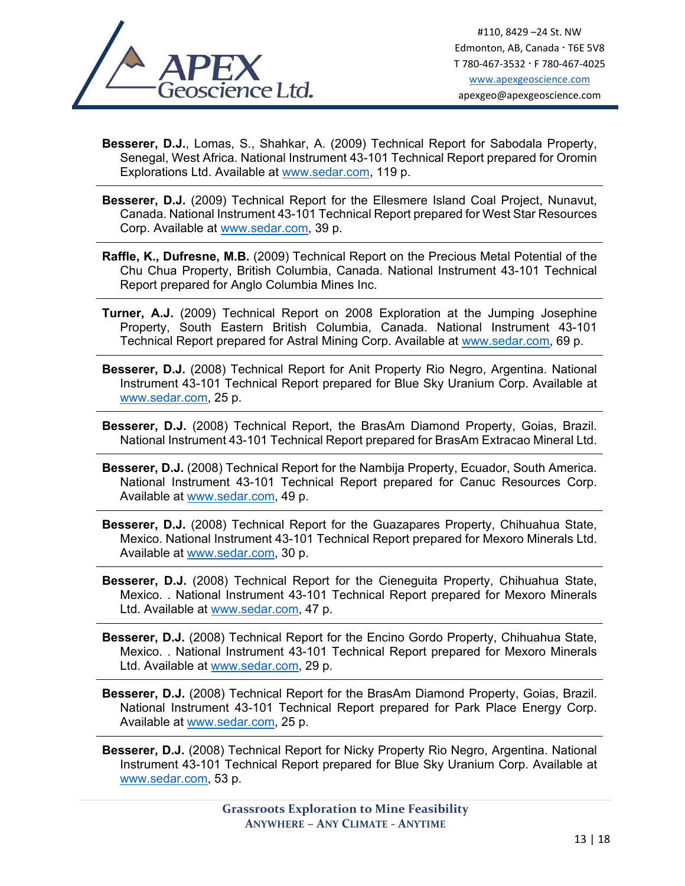**Besserer, D.J.**, Lomas, S., Shahkar, A. (2009) Technical Report for Sabodala Property, Senegal, West Africa. National Instrument 43-101 Technical Report prepared for Oromin Explorations Ltd. Available at www.sedar.com, 119 p.

**Besserer, D.J.** (2009) Technical Report for the Ellesmere Island Coal Project, Nunavut, Canada. National Instrument 43-101 Technical Report prepared for West Star Resources Corp. Available at www.sedar.com, 39 p.

**Raffle, K., Dufresne, M.B.** (2009) Technical Report on the Precious Metal Potential of the Chu Chua Property, British Columbia, Canada. National Instrument 43-101 Technical Report prepared for Anglo Columbia Mines Inc.

**Turner, A.J.** (2009) Technical Report on 2008 Exploration at the Jumping Josephine Property, South Eastern British Columbia, Canada. National Instrument 43-101 Technical Report prepared for Astral Mining Corp. Available at www.sedar.com, 69 p.

**Besserer, D.J.** (2008) Technical Report for Anit Property Rio Negro, Argentina. National Instrument 43-101 Technical Report prepared for Blue Sky Uranium Corp. Available at www.sedar.com, 25 p.

**Besserer, D.J.** (2008) Technical Report, the BrasAm Diamond Property, Goias, Brazil. National Instrument 43-101 Technical Report prepared for BrasAm Extracao Mineral Ltd.

**Besserer, D.J.** (2008) Technical Report for the Nambija Property, Ecuador, South America. National Instrument 43-101 Technical Report prepared for Canuc Resources Corp. Available at www.sedar.com, 49 p.

**Besserer, D.J.** (2008) Technical Report for the Guazapares Property, Chihuahua State, Mexico. National Instrument 43-101 Technical Report prepared for Mexoro Minerals Ltd. Available at www.sedar.com, 30 p.

**Besserer, D.J.** (2008) Technical Report for the Cieneguita Property, Chihuahua State, Mexico. . National Instrument 43-101 Technical Report prepared for Mexoro Minerals Ltd. Available at www.sedar.com, 47 p.

**Besserer, D.J.** (2008) Technical Report for the Encino Gordo Property, Chihuahua State, Mexico. . National Instrument 43-101 Technical Report prepared for Mexoro Minerals Ltd. Available at www.sedar.com, 29 p.

**Besserer, D.J.** (2008) Technical Report for the BrasAm Diamond Property, Goias, Brazil. National Instrument 43-101 Technical Report prepared for Park Place Energy Corp. Available at www.sedar.com, 25 p.

**Besserer, D.J.** (2008) Technical Report for Nicky Property Rio Negro, Argentina. National Instrument 43-101 Technical Report prepared for Blue Sky Uranium Corp. Available at www.sedar.com, 53 p.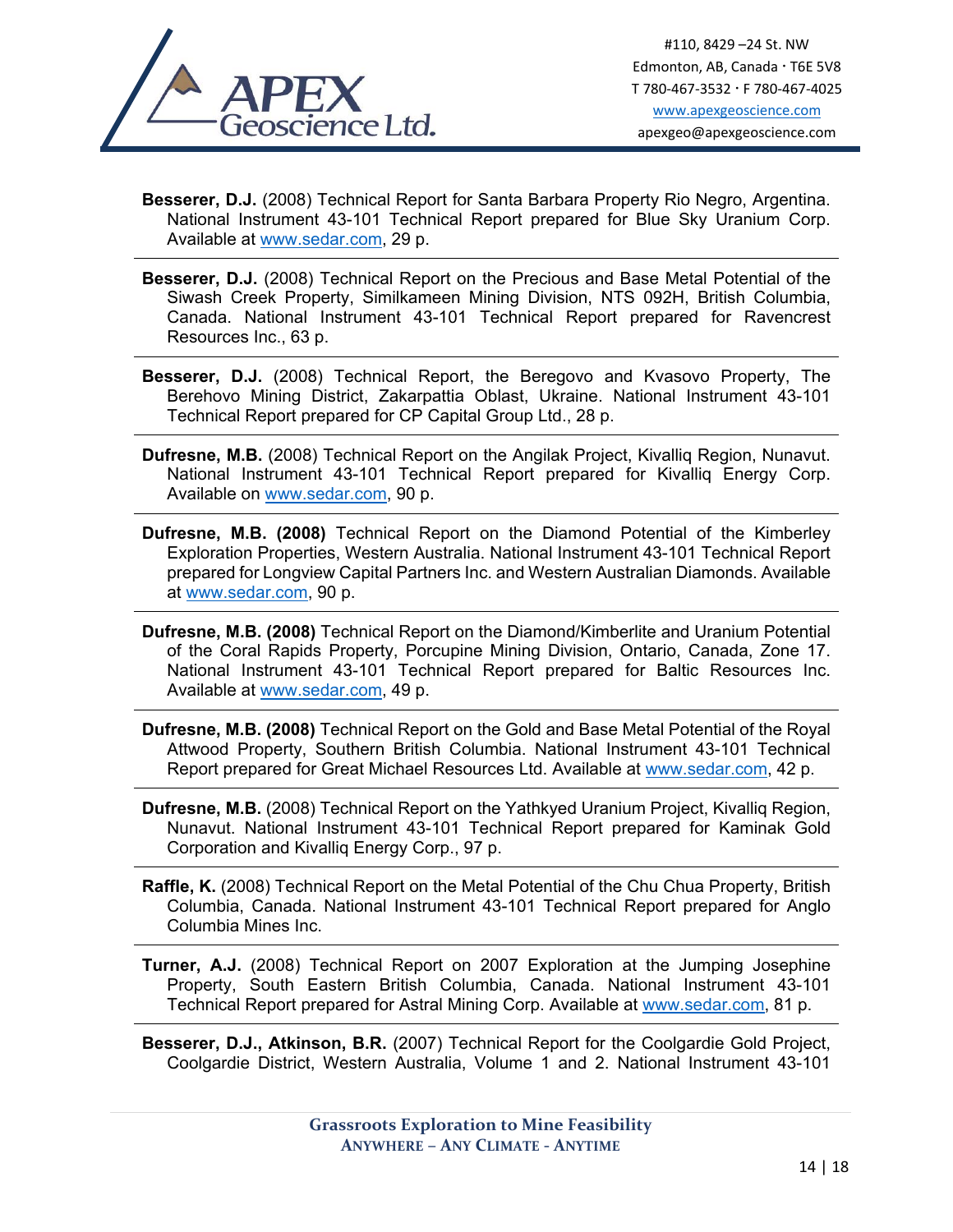**Besserer, D.J.** (2008) Technical Report for Santa Barbara Property Rio Negro, Argentina. National Instrument 43-101 Technical Report prepared for Blue Sky Uranium Corp. Available at www.sedar.com, 29 p.

---

**Besserer, D.J.** (2008) Technical Report on the Precious and Base Metal Potential of the Siwash Creek Property, Similkameen Mining Division, NTS 092H, British Columbia, Canada. National Instrument 43-101 Technical Report prepared for Ravencrest Resources Inc., 63 p.

---

**Besserer, D.J.** (2008) Technical Report, the Beregovo and Kvasovo Property, The Berehovo Mining District, Zakarpattia Oblast, Ukraine. National Instrument 43-101 Technical Report prepared for CP Capital Group Ltd., 28 p.

---

**Dufresne, M.B.** (2008) Technical Report on the Angilak Project, Kivalliq Region, Nunavut. National Instrument 43-101 Technical Report prepared for Kivalliq Energy Corp. Available on www.sedar.com, 90 p.

---

**Dufresne, M.B. (2008)** Technical Report on the Diamond Potential of the Kimberley Exploration Properties, Western Australia. National Instrument 43-101 Technical Report prepared for Longview Capital Partners Inc. and Western Australian Diamonds. Available at www.sedar.com, 90 p.

---

**Dufresne, M.B. (2008)** Technical Report on the Diamond/Kimberlite and Uranium Potential of the Coral Rapids Property, Porcupine Mining Division, Ontario, Canada, Zone 17. National Instrument 43-101 Technical Report prepared for Baltic Resources Inc. Available at www.sedar.com, 49 p.

---

**Dufresne, M.B. (2008)** Technical Report on the Gold and Base Metal Potential of the Royal Attwood Property, Southern British Columbia. National Instrument 43-101 Technical Report prepared for Great Michael Resources Ltd. Available at www.sedar.com, 42 p.

---

**Dufresne, M.B.** (2008) Technical Report on the Yathkyed Uranium Project, Kivalliq Region, Nunavut. National Instrument 43-101 Technical Report prepared for Kaminak Gold Corporation and Kivalliq Energy Corp., 97 p.

---

**Raffle, K.** (2008) Technical Report on the Metal Potential of the Chu Chua Property, British Columbia, Canada. National Instrument 43-101 Technical Report prepared for Anglo Columbia Mines Inc.

---

**Turner, A.J.** (2008) Technical Report on 2007 Exploration at the Jumping Josephine Property, South Eastern British Columbia, Canada. National Instrument 43-101 Technical Report prepared for Astral Mining Corp. Available at www.sedar.com, 81 p.

---

**Besserer, D.J., Atkinson, B.R.** (2007) Technical Report for the Coolgardie Gold Project, Coolgardie District, Western Australia, Volume 1 and 2. National Instrument 43-101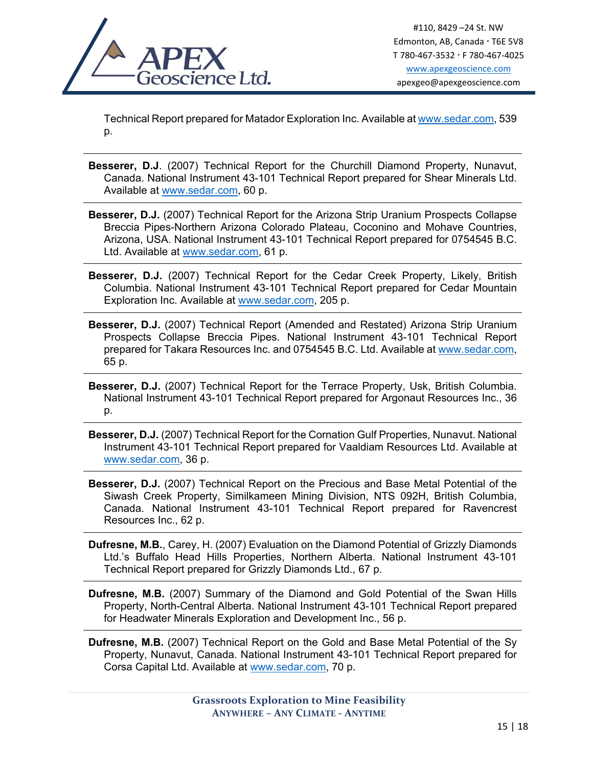Technical Report prepared for Matador Exploration Inc. Available at www.sedar.com, 539 p.

**Besserer, D.J**. (2007) Technical Report for the Churchill Diamond Property, Nunavut, Canada. National Instrument 43-101 Technical Report prepared for Shear Minerals Ltd. Available at www.sedar.com, 60 p.

**Besserer, D.J.** (2007) Technical Report for the Arizona Strip Uranium Prospects Collapse Breccia Pipes-Northern Arizona Colorado Plateau, Coconino and Mohave Countries, Arizona, USA. National Instrument 43-101 Technical Report prepared for 0754545 B.C. Ltd. Available at www.sedar.com, 61 p.

**Besserer, D.J.** (2007) Technical Report for the Cedar Creek Property, Likely, British Columbia. National Instrument 43-101 Technical Report prepared for Cedar Mountain Exploration Inc. Available at www.sedar.com, 205 p.

**Besserer, D.J.** (2007) Technical Report (Amended and Restated) Arizona Strip Uranium Prospects Collapse Breccia Pipes. National Instrument 43-101 Technical Report prepared for Takara Resources Inc. and 0754545 B.C. Ltd. Available at www.sedar.com, 65 p.

**Besserer, D.J.** (2007) Technical Report for the Terrace Property, Usk, British Columbia. National Instrument 43-101 Technical Report prepared for Argonaut Resources Inc., 36 p.

**Besserer, D.J.** (2007) Technical Report for the Cornation Gulf Properties, Nunavut. National Instrument 43-101 Technical Report prepared for Vaaldiam Resources Ltd. Available at www.sedar.com, 36 p.

**Besserer, D.J.** (2007) Technical Report on the Precious and Base Metal Potential of the Siwash Creek Property, Similkameen Mining Division, NTS 092H, British Columbia, Canada. National Instrument 43-101 Technical Report prepared for Ravencrest Resources Inc., 62 p.

**Dufresne, M.B.**, Carey, H. (2007) Evaluation on the Diamond Potential of Grizzly Diamonds Ltd.'s Buffalo Head Hills Properties, Northern Alberta. National Instrument 43-101 Technical Report prepared for Grizzly Diamonds Ltd., 67 p.

**Dufresne, M.B.** (2007) Summary of the Diamond and Gold Potential of the Swan Hills Property, North-Central Alberta. National Instrument 43-101 Technical Report prepared for Headwater Minerals Exploration and Development Inc., 56 p.

**Dufresne, M.B.** (2007) Technical Report on the Gold and Base Metal Potential of the Sy Property, Nunavut, Canada. National Instrument 43-101 Technical Report prepared for Corsa Capital Ltd. Available at www.sedar.com, 70 p.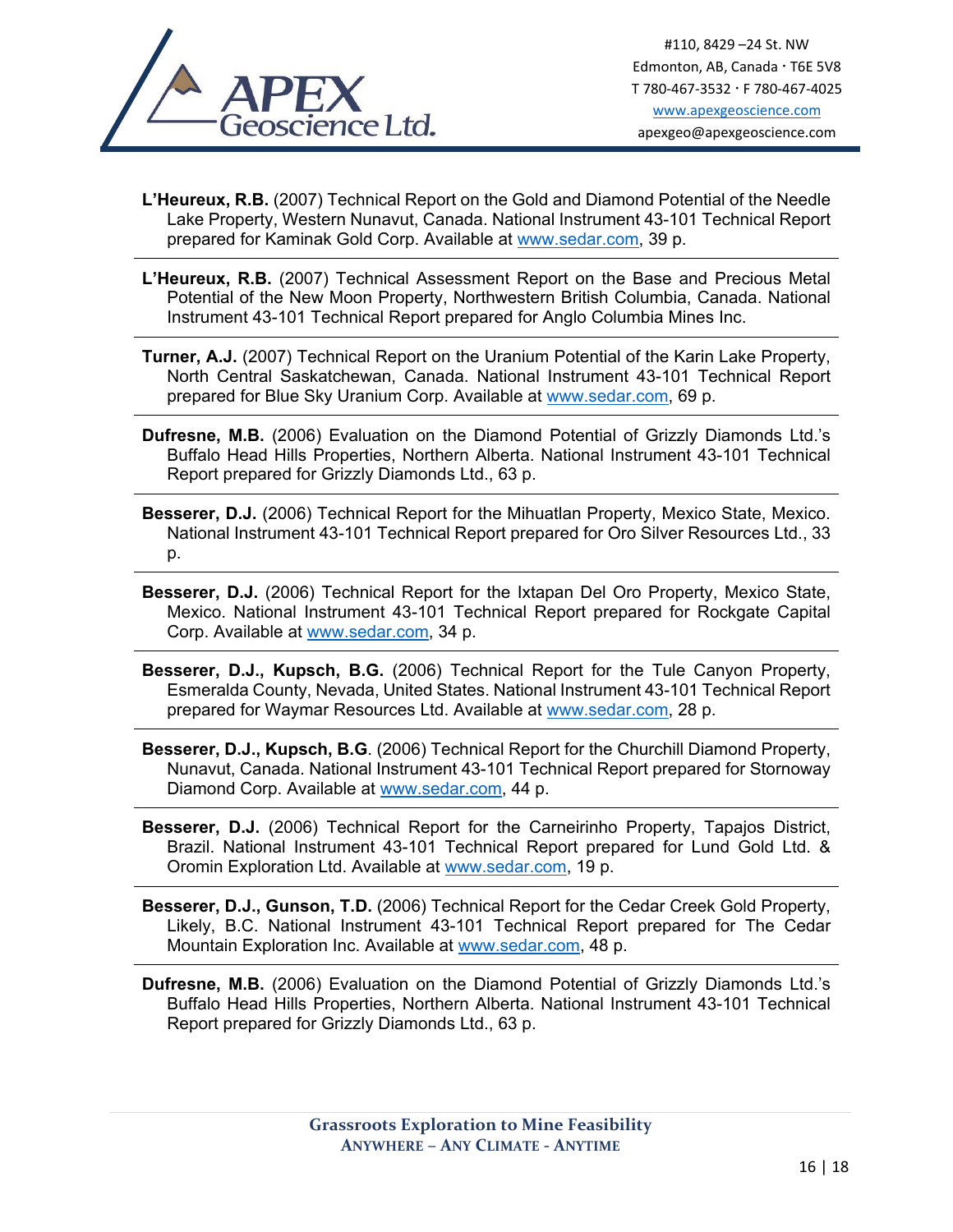**L'Heureux, R.B.** (2007) Technical Report on the Gold and Diamond Potential of the Needle Lake Property, Western Nunavut, Canada. National Instrument 43-101 Technical Report prepared for Kaminak Gold Corp. Available at www.sedar.com, 39 p.

**L'Heureux, R.B.** (2007) Technical Assessment Report on the Base and Precious Metal Potential of the New Moon Property, Northwestern British Columbia, Canada. National Instrument 43-101 Technical Report prepared for Anglo Columbia Mines Inc.

**Turner, A.J.** (2007) Technical Report on the Uranium Potential of the Karin Lake Property, North Central Saskatchewan, Canada. National Instrument 43-101 Technical Report prepared for Blue Sky Uranium Corp. Available at www.sedar.com, 69 p.

**Dufresne, M.B.** (2006) Evaluation on the Diamond Potential of Grizzly Diamonds Ltd.'s Buffalo Head Hills Properties, Northern Alberta. National Instrument 43-101 Technical Report prepared for Grizzly Diamonds Ltd., 63 p.

**Besserer, D.J.** (2006) Technical Report for the Mihuatlan Property, Mexico State, Mexico. National Instrument 43-101 Technical Report prepared for Oro Silver Resources Ltd., 33 p.

**Besserer, D.J.** (2006) Technical Report for the Ixtapan Del Oro Property, Mexico State, Mexico. National Instrument 43-101 Technical Report prepared for Rockgate Capital Corp. Available at www.sedar.com, 34 p.

**Besserer, D.J., Kupsch, B.G.** (2006) Technical Report for the Tule Canyon Property, Esmeralda County, Nevada, United States. National Instrument 43-101 Technical Report prepared for Waymar Resources Ltd. Available at www.sedar.com, 28 p.

**Besserer, D.J., Kupsch, B.G**. (2006) Technical Report for the Churchill Diamond Property, Nunavut, Canada. National Instrument 43-101 Technical Report prepared for Stornoway Diamond Corp. Available at www.sedar.com, 44 p.

**Besserer, D.J.** (2006) Technical Report for the Carneirinho Property, Tapajos District, Brazil. National Instrument 43-101 Technical Report prepared for Lund Gold Ltd. & Oromin Exploration Ltd. Available at www.sedar.com, 19 p.

**Besserer, D.J., Gunson, T.D.** (2006) Technical Report for the Cedar Creek Gold Property, Likely, B.C. National Instrument 43-101 Technical Report prepared for The Cedar Mountain Exploration Inc. Available at www.sedar.com, 48 p.

**Dufresne, M.B.** (2006) Evaluation on the Diamond Potential of Grizzly Diamonds Ltd.'s Buffalo Head Hills Properties, Northern Alberta. National Instrument 43-101 Technical Report prepared for Grizzly Diamonds Ltd., 63 p.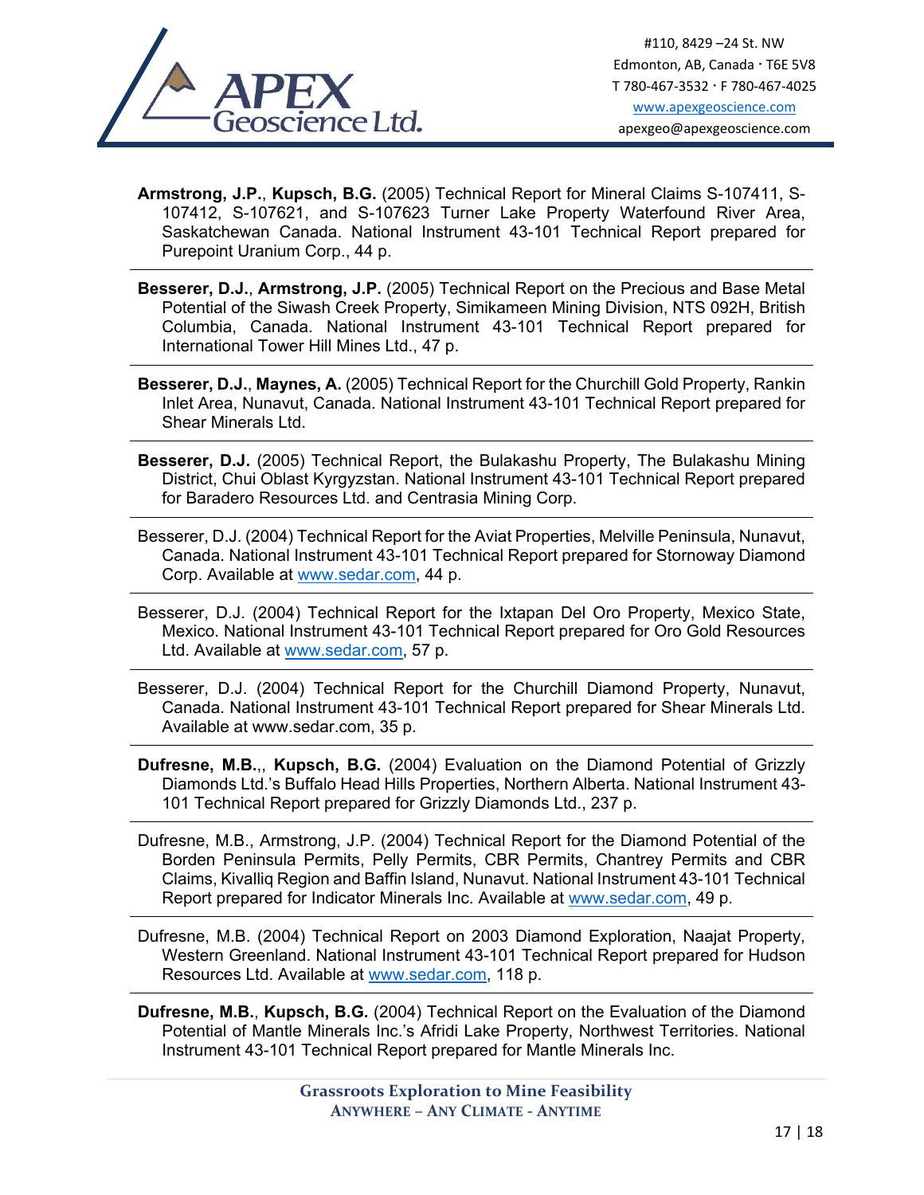**Armstrong, J.P.**, **Kupsch, B.G.** (2005) Technical Report for Mineral Claims S-107411, S-107412, S-107621, and S-107623 Turner Lake Property Waterfound River Area, Saskatchewan Canada. National Instrument 43-101 Technical Report prepared for Purepoint Uranium Corp., 44 p.

---

**Besserer, D.J.**, **Armstrong, J.P.** (2005) Technical Report on the Precious and Base Metal Potential of the Siwash Creek Property, Similkameen Mining Division, NTS 092H, British Columbia, Canada. National Instrument 43-101 Technical Report prepared for International Tower Hill Mines Ltd., 47 p.

---

**Besserer, D.J.**, **Maynes, A.** (2005) Technical Report for the Churchill Gold Property, Rankin Inlet Area, Nunavut, Canada. National Instrument 43-101 Technical Report prepared for Shear Minerals Ltd.

---

**Besserer, D.J.** (2005) Technical Report, the Bulakashu Property, The Bulakashu Mining District, Chui Oblast Kyrgyzstan. National Instrument 43-101 Technical Report prepared for Baradero Resources Ltd. and Centrasia Mining Corp.

---

Besserer, D.J. (2004) Technical Report for the Aviat Properties, Melville Peninsula, Nunavut, Canada. National Instrument 43-101 Technical Report prepared for Stornoway Diamond Corp. Available at www.sedar.com, 44 p.

---

Besserer, D.J. (2004) Technical Report for the Ixtapan Del Oro Property, Mexico State, Mexico. National Instrument 43-101 Technical Report prepared for Oro Gold Resources Ltd. Available at www.sedar.com, 57 p.

---

Besserer, D.J. (2004) Technical Report for the Churchill Diamond Property, Nunavut, Canada. National Instrument 43-101 Technical Report prepared for Shear Minerals Ltd. Available at www.sedar.com, 35 p.

---

**Dufresne, M.B.**,, **Kupsch, B.G.** (2004) Evaluation on the Diamond Potential of Grizzly Diamonds Ltd.'s Buffalo Head Hills Properties, Northern Alberta. National Instrument 43-101 Technical Report prepared for Grizzly Diamonds Ltd., 237 p.

---

Dufresne, M.B., Armstrong, J.P. (2004) Technical Report for the Diamond Potential of the Borden Peninsula Permits, Pelly Permits, CBR Permits, Chantrey Permits and CBR Claims, Kivalliq Region and Baffin Island, Nunavut. National Instrument 43-101 Technical Report prepared for Indicator Minerals Inc. Available at www.sedar.com, 49 p.

---

Dufresne, M.B. (2004) Technical Report on 2003 Diamond Exploration, Naajat Property, Western Greenland. National Instrument 43-101 Technical Report prepared for Hudson Resources Ltd. Available at www.sedar.com, 118 p.

---

**Dufresne, M.B.**, **Kupsch, B.G.** (2004) Technical Report on the Evaluation of the Diamond Potential of Mantle Minerals Inc.'s Afridi Lake Property, Northwest Territories. National Instrument 43-101 Technical Report prepared for Mantle Minerals Inc.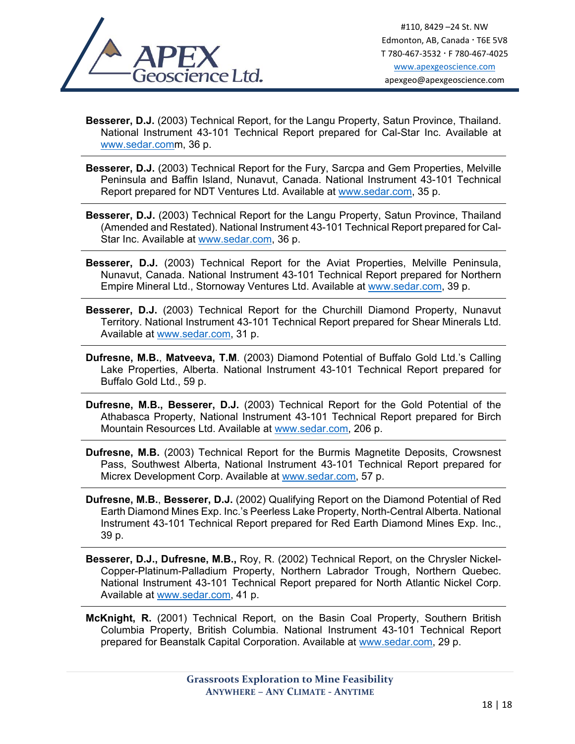**Besserer, D.J.** (2003) Technical Report, for the Langu Property, Satun Province, Thailand. National Instrument 43-101 Technical Report prepared for Cal-Star Inc. Available at www.sedar.comm, 36 p.

---

**Besserer, D.J.** (2003) Technical Report for the Fury, Sarcpa and Gem Properties, Melville Peninsula and Baffin Island, Nunavut, Canada. National Instrument 43-101 Technical Report prepared for NDT Ventures Ltd. Available at www.sedar.com, 35 p.

---

**Besserer, D.J.** (2003) Technical Report for the Langu Property, Satun Province, Thailand (Amended and Restated). National Instrument 43-101 Technical Report prepared for Cal-Star Inc. Available at www.sedar.com, 36 p.

---

**Besserer, D.J.** (2003) Technical Report for the Aviat Properties, Melville Peninsula, Nunavut, Canada. National Instrument 43-101 Technical Report prepared for Northern Empire Mineral Ltd., Stornoway Ventures Ltd. Available at www.sedar.com, 39 p.

---

**Besserer, D.J.** (2003) Technical Report for the Churchill Diamond Property, Nunavut Territory. National Instrument 43-101 Technical Report prepared for Shear Minerals Ltd. Available at www.sedar.com, 31 p.

---

**Dufresne, M.B.**, **Matveeva, T.M**. (2003) Diamond Potential of Buffalo Gold Ltd.'s Calling Lake Properties, Alberta. National Instrument 43-101 Technical Report prepared for Buffalo Gold Ltd., 59 p.

---

**Dufresne, M.B., Besserer, D.J.** (2003) Technical Report for the Gold Potential of the Athabasca Property, National Instrument 43-101 Technical Report prepared for Birch Mountain Resources Ltd. Available at www.sedar.com, 206 p.

---

**Dufresne, M.B.** (2003) Technical Report for the Burmis Magnetite Deposits, Crowsnest Pass, Southwest Alberta, National Instrument 43-101 Technical Report prepared for Micrex Development Corp. Available at www.sedar.com, 57 p.

---

**Dufresne, M.B.**, **Besserer, D.J.** (2002) Qualifying Report on the Diamond Potential of Red Earth Diamond Mines Exp. Inc.'s Peerless Lake Property, North-Central Alberta. National Instrument 43-101 Technical Report prepared for Red Earth Diamond Mines Exp. Inc., 39 p.

---

**Besserer, D.J., Dufresne, M.B.,** Roy, R. (2002) Technical Report, on the Chrysler Nickel-Copper-Platinum-Palladium Property, Northern Labrador Trough, Northern Quebec. National Instrument 43-101 Technical Report prepared for North Atlantic Nickel Corp. Available at www.sedar.com, 41 p.

---

**McKnight, R.** (2001) Technical Report, on the Basin Coal Property, Southern British Columbia Property, British Columbia. National Instrument 43-101 Technical Report prepared for Beanstalk Capital Corporation. Available at www.sedar.com, 29 p.